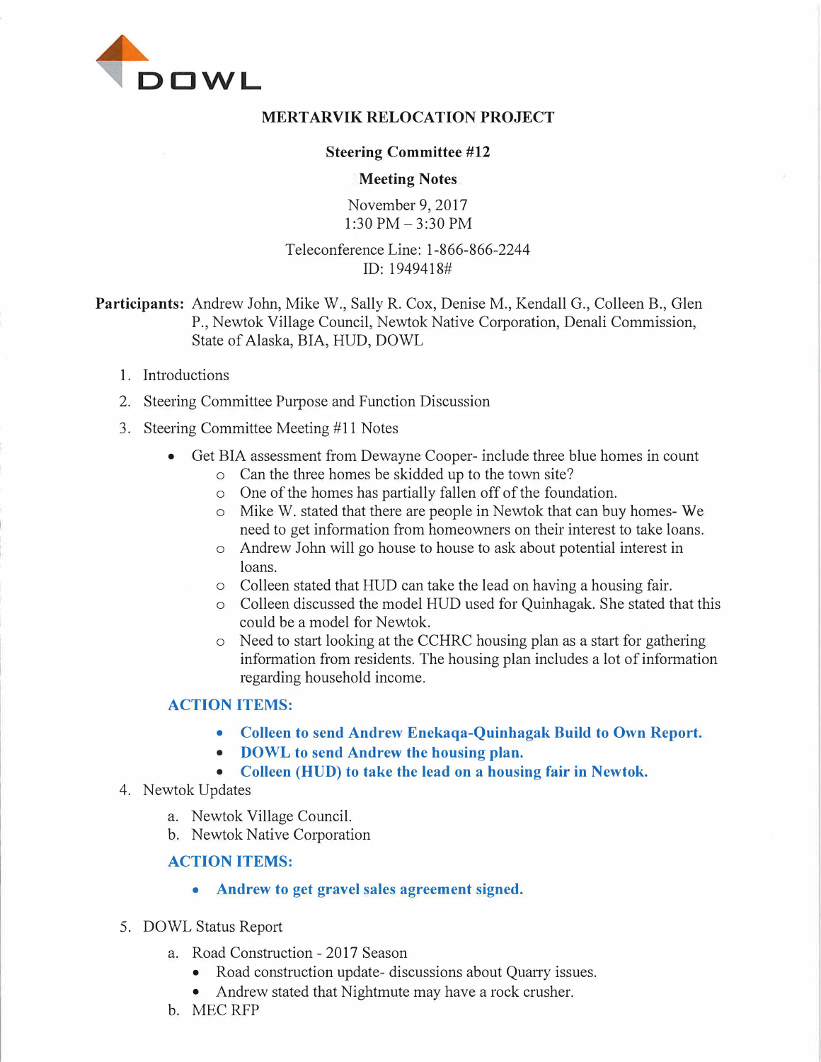DOWL

# MERTARVIK RELOCATION PROJECT

## Steering Committee #12

## Meeting Notes

November 9, 2017
1:30 PM – 3:30 PM

Teleconference Line: 1-866-866-2244
ID: 1949418#

**Participants:** Andrew John, Mike W., Sally R. Cox, Denise M., Kendall G., Colleen B., Glen P., Newtok Village Council, Newtok Native Corporation, Denali Commission, State of Alaska, BIA, HUD, DOWL

1. Introductions
2. Steering Committee Purpose and Function Discussion
3. Steering Committee Meeting #11 Notes
   - Get BIA assessment from Dewayne Cooper- include three blue homes in count
     - Can the three homes be skidded up to the town site?
     - One of the homes has partially fallen off of the foundation.
     - Mike W. stated that there are people in Newtok that can buy homes- We need to get information from homeowners on their interest to take loans.
     - Andrew John will go house to house to ask about potential interest in loans.
     - Colleen stated that HUD can take the lead on having a housing fair.
     - Colleen discussed the model HUD used for Quinhagak. She stated that this could be a model for Newtok.
     - Need to start looking at the CCHRC housing plan as a start for gathering information from residents. The housing plan includes a lot of information regarding household income.

   **ACTION ITEMS:**

   - **Colleen to send Andrew Enekaqa-Quinhagak Build to Own Report.**
   - **DOWL to send Andrew the housing plan.**
   - **Colleen (HUD) to take the lead on a housing fair in Newtok.**

4. Newtok Updates
   a. Newtok Village Council.
   b. Newtok Native Corporation

   **ACTION ITEMS:**

   - **Andrew to get gravel sales agreement signed.**

5. DOWL Status Report
   a. Road Construction - 2017 Season
      - Road construction update- discussions about Quarry issues.
      - Andrew stated that Nightmute may have a rock crusher.

   b. MEC RFP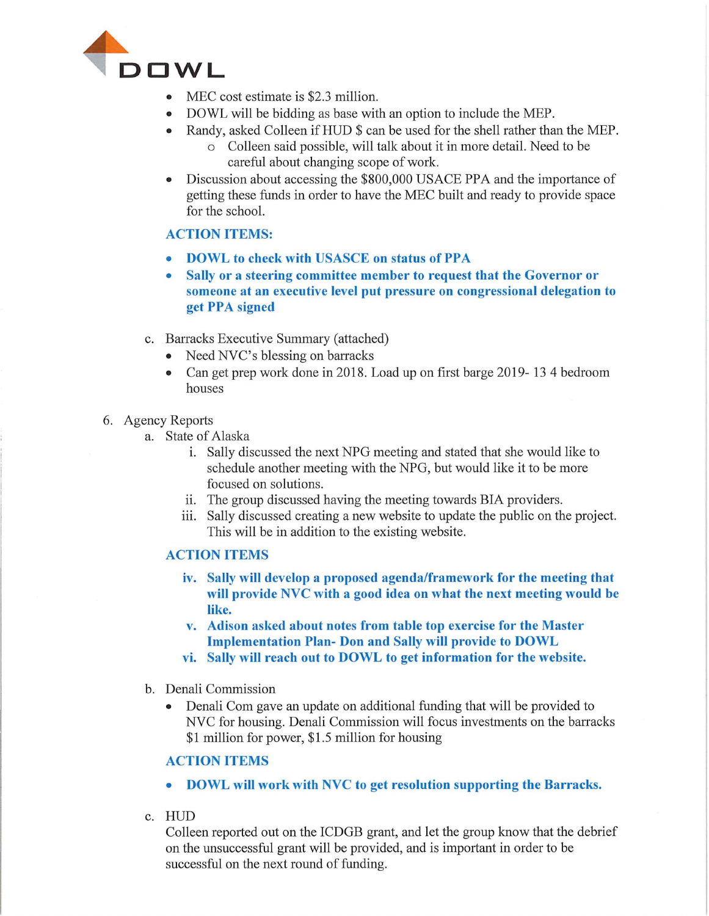- MEC cost estimate is $2.3 million.
- DOWL will be bidding as base with an option to include the MEP.
- Randy, asked Colleen if HUD $ can be used for the shell rather than the MEP.
    - Colleen said possible, will talk about it in more detail. Need to be careful about changing scope of work.
- Discussion about accessing the $800,000 USACE PPA and the importance of getting these funds in order to have the MEC built and ready to provide space for the school.

**ACTION ITEMS:**

- **DOWL to check with USASCE on status of PPA**
- **Sally or a steering committee member to request that the Governor or someone at an executive level put pressure on congressional delegation to get PPA signed**

c. Barracks Executive Summary (attached)

- Need NVC's blessing on barracks
- Can get prep work done in 2018. Load up on first barge 2019- 13 4 bedroom houses

6. Agency Reports

a. State of Alaska

i. Sally discussed the next NPG meeting and stated that she would like to schedule another meeting with the NPG, but would like it to be more focused on solutions.

ii. The group discussed having the meeting towards BIA providers.

iii. Sally discussed creating a new website to update the public on the project. This will be in addition to the existing website.

**ACTION ITEMS**

**iv. Sally will develop a proposed agenda/framework for the meeting that will provide NVC with a good idea on what the next meeting would be like.**

**v. Adison asked about notes from table top exercise for the Master Implementation Plan- Don and Sally will provide to DOWL**

**vi. Sally will reach out to DOWL to get information for the website.**

b. Denali Commission

- Denali Com gave an update on additional funding that will be provided to NVC for housing. Denali Commission will focus investments on the barracks $1 million for power, $1.5 million for housing

**ACTION ITEMS**

- **DOWL will work with NVC to get resolution supporting the Barracks.**

c. HUD

Colleen reported out on the ICDGB grant, and let the group know that the debrief on the unsuccessful grant will be provided, and is important in order to be successful on the next round of funding.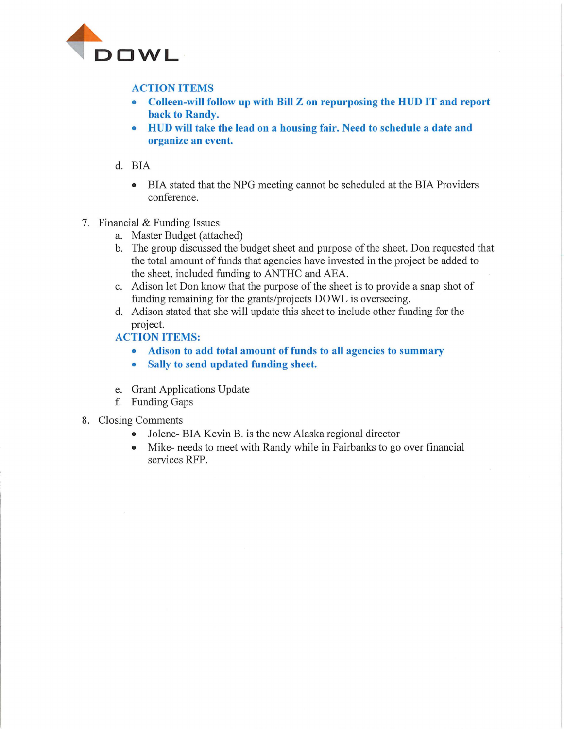**ACTION ITEMS**

- **Colleen-will follow up with Bill Z on repurposing the HUD IT and report back to Randy.**
- **HUD will take the lead on a housing fair. Need to schedule a date and organize an event.**

d. BIA

- BIA stated that the NPG meeting cannot be scheduled at the BIA Providers conference.

7. Financial & Funding Issues
   a. Master Budget (attached)
   b. The group discussed the budget sheet and purpose of the sheet. Don requested that the total amount of funds that agencies have invested in the project be added to the sheet, included funding to ANTHC and AEA.
   c. Adison let Don know that the purpose of the sheet is to provide a snap shot of funding remaining for the grants/projects DOWL is overseeing.
   d. Adison stated that she will update this sheet to include other funding for the project.

   **ACTION ITEMS:**

   - **Adison to add total amount of funds to all agencies to summary**
   - **Sally to send updated funding sheet.**

   e. Grant Applications Update
   f. Funding Gaps

8. Closing Comments
   - Jolene- BIA Kevin B. is the new Alaska regional director
   - Mike- needs to meet with Randy while in Fairbanks to go over financial services RFP.